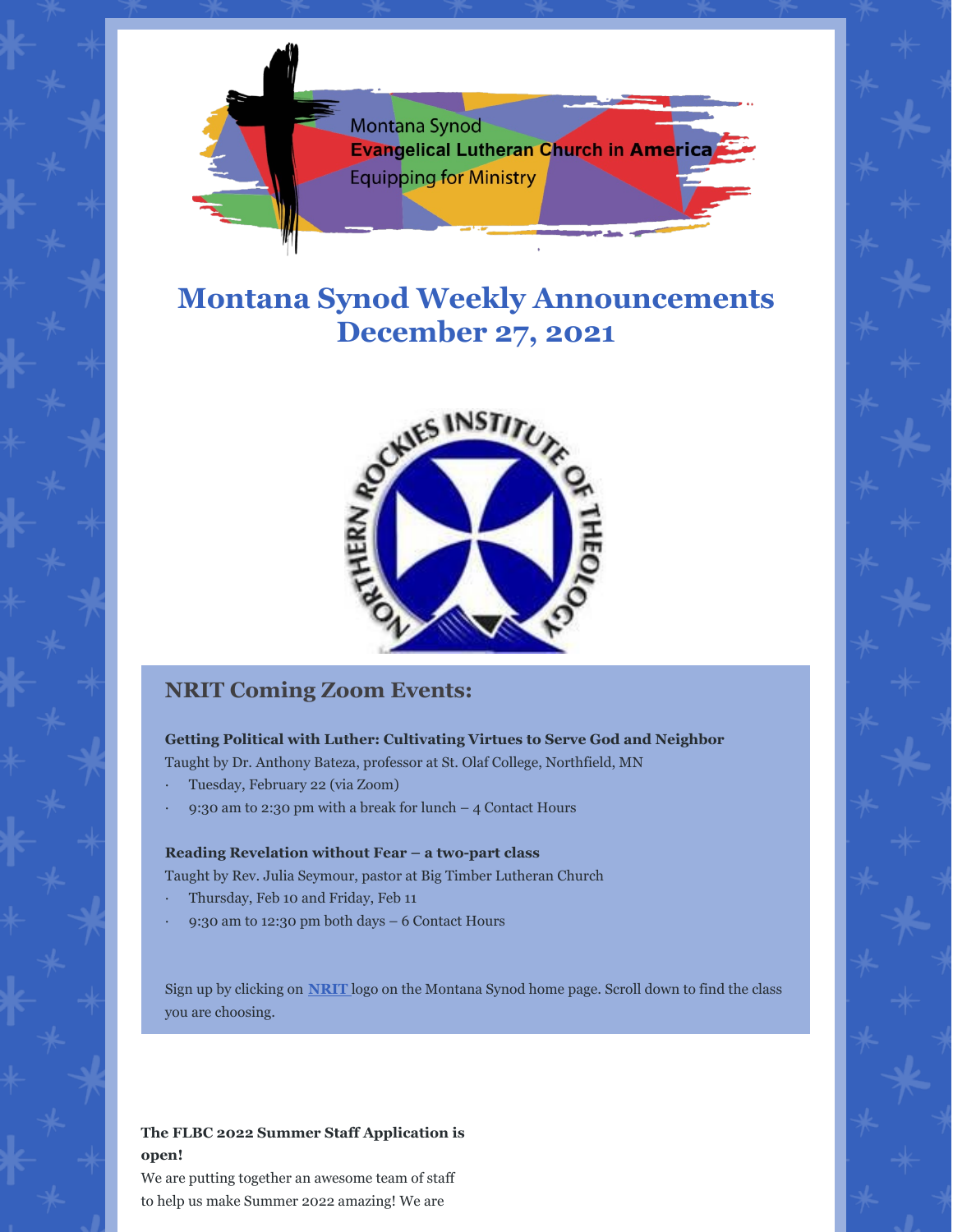Montana Synod
Evangelical Lutheran Church in America
Equipping for Ministry

# Montana Synod Weekly Announcements December 27, 2021

NORTHERN ROCKIES INSTITUTE OF THEOLOGY

## NRIT Coming Zoom Events:

**Getting Political with Luther: Cultivating Virtues to Serve God and Neighbor**
Taught by Dr. Anthony Bateza, professor at St. Olaf College, Northfield, MN

- Tuesday, February 22 (via Zoom)
- 9:30 am to 2:30 pm with a break for lunch – 4 Contact Hours

**Reading Revelation without Fear – a two-part class**
Taught by Rev. Julia Seymour, pastor at Big Timber Lutheran Church

- Thursday, Feb 10 and Friday, Feb 11
- 9:30 am to 12:30 pm both days – 6 Contact Hours

Sign up by clicking on **NRIT** logo on the Montana Synod home page. Scroll down to find the class you are choosing.

**The FLBC 2022 Summer Staff Application is open!**
We are putting together an awesome team of staff to help us make Summer 2022 amazing! We are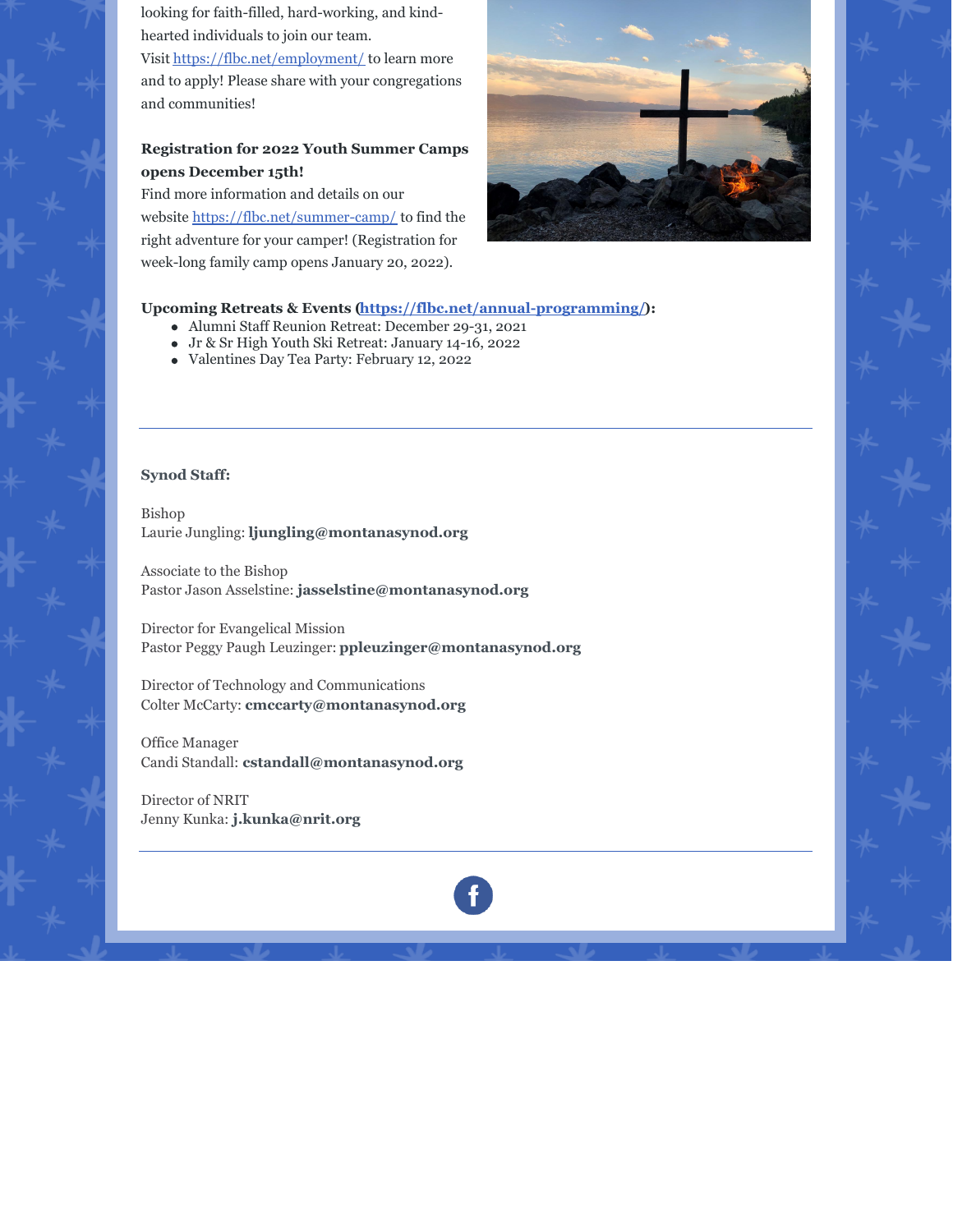looking for faith-filled, hard-working, and kind-hearted individuals to join our team. Visit https://flbc.net/employment/ to learn more and to apply! Please share with your congregations and communities!

**Registration for 2022 Youth Summer Camps opens December 15th!**
Find more information and details on our website https://flbc.net/summer-camp/ to find the right adventure for your camper! (Registration for week-long family camp opens January 20, 2022).

**Upcoming Retreats & Events (https://flbc.net/annual-programming/):**

- Alumni Staff Reunion Retreat: December 29-31, 2021
- Jr & Sr High Youth Ski Retreat: January 14-16, 2022
- Valentines Day Tea Party: February 12, 2022

---

**Synod Staff:**

Bishop
Laurie Jungling: **ljungling@montanasynod.org**

Associate to the Bishop
Pastor Jason Asselstine: **jasselstine@montanasynod.org**

Director for Evangelical Mission
Pastor Peggy Paugh Leuzinger: **ppleuzinger@montanasynod.org**

Director of Technology and Communications
Colter McCarty: **cmccarty@montanasynod.org**

Office Manager
Candi Standall: **cstandall@montanasynod.org**

Director of NRIT
Jenny Kunka: **j.kunka@nrit.org**

---